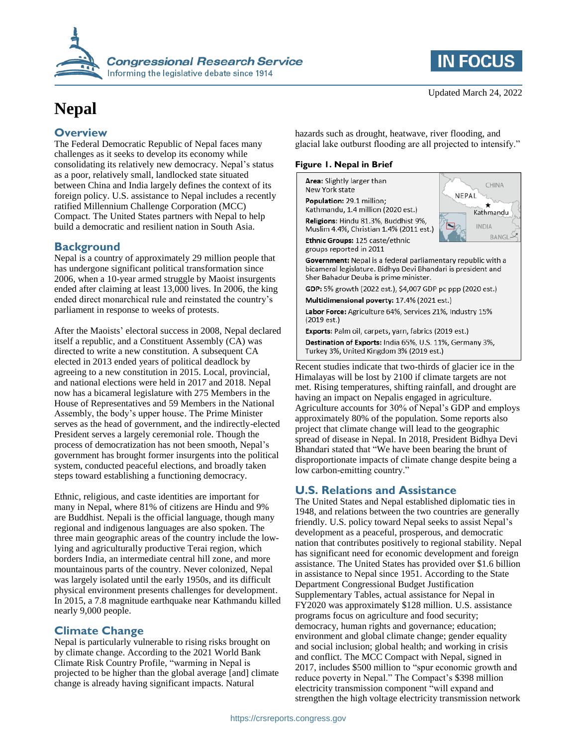# Nepal

Updated March 24, 2022

## Overview

The Federal Democratic Republic of Nepal faces many challenges as it seeks to develop its economy while consolidating its relatively new democracy. Nepal's status as a poor, relatively small, landlocked state situated between China and India largely defines the context of its foreign policy. U.S. assistance to Nepal includes a recently ratified Millennium Challenge Corporation (MCC) Compact. The United States partners with Nepal to help build a democratic and resilient nation in South Asia.

## Background

Nepal is a country of approximately 29 million people that has undergone significant political transformation since 2006, when a 10-year armed struggle by Maoist insurgents ended after claiming at least 13,000 lives. In 2006, the king ended direct monarchical rule and reinstated the country's parliament in response to weeks of protests.

After the Maoists' electoral success in 2008, Nepal declared itself a republic, and a Constituent Assembly (CA) was directed to write a new constitution. A subsequent CA elected in 2013 ended years of political deadlock by agreeing to a new constitution in 2015. Local, provincial, and national elections were held in 2017 and 2018. Nepal now has a bicameral legislature with 275 Members in the House of Representatives and 59 Members in the National Assembly, the body's upper house. The Prime Minister serves as the head of government, and the indirectly-elected President serves a largely ceremonial role. Though the process of democratization has not been smooth, Nepal's government has brought former insurgents into the political system, conducted peaceful elections, and broadly taken steps toward establishing a functioning democracy.

Ethnic, religious, and caste identities are important for many in Nepal, where 81% of citizens are Hindu and 9% are Buddhist. Nepali is the official language, though many regional and indigenous languages are also spoken. The three main geographic areas of the country include the low-lying and agriculturally productive Terai region, which borders India, an intermediate central hill zone, and more mountainous parts of the country. Never colonized, Nepal was largely isolated until the early 1950s, and its difficult physical environment presents challenges for development. In 2015, a 7.8 magnitude earthquake near Kathmandu killed nearly 9,000 people.

## Climate Change

Nepal is particularly vulnerable to rising risks brought on by climate change. According to the 2021 World Bank Climate Risk Country Profile, "warming in Nepal is projected to be higher than the global average [and] climate change is already having significant impacts. Natural hazards such as drought, heatwave, river flooding, and glacial lake outburst flooding are all projected to intensify."

**Figure 1. Nepal in Brief**

**Area:** Slightly larger than New York state

**Population:** 29.1 million; Kathmandu, 1.4 million (2020 est.)

**Religions:** Hindu 81.3%, Buddhist 9%, Muslim 4.4%, Christian 1.4% (2011 est.)

**Ethnic Groups:** 125 caste/ethnic groups reported in 2011

**Government:** Nepal is a federal parliamentary republic with a bicameral legislature. Bidhya Devi Bhandari is president and Sher Bahadur Deuba is prime minister.

**GDP:** 5% growth (2022 est.), $4,007 GDP pc ppp (2020 est.)

**Multidimensional poverty:** 17.4% (2021 est.)

**Labor Force:** Agriculture 64%, Services 21%, Industry 15% (2019 est.)

**Exports:** Palm oil, carpets, yarn, fabrics (2019 est.)

**Destination of Exports:** India 65%, U.S. 11%, Germany 3%, Turkey 3%, United Kingdom 3% (2019 est.)

Recent studies indicate that two-thirds of glacier ice in the Himalayas will be lost by 2100 if climate targets are not met. Rising temperatures, shifting rainfall, and drought are having an impact on Nepalis engaged in agriculture. Agriculture accounts for 30% of Nepal's GDP and employs approximately 80% of the population. Some reports also project that climate change will lead to the geographic spread of disease in Nepal. In 2018, President Bidhya Devi Bhandari stated that "We have been bearing the brunt of disproportionate impacts of climate change despite being a low carbon-emitting country."

## U.S. Relations and Assistance

The United States and Nepal established diplomatic ties in 1948, and relations between the two countries are generally friendly. U.S. policy toward Nepal seeks to assist Nepal's development as a peaceful, prosperous, and democratic nation that contributes positively to regional stability. Nepal has significant need for economic development and foreign assistance. The United States has provided over $1.6 billion in assistance to Nepal since 1951. According to the State Department Congressional Budget Justification Supplementary Tables, actual assistance for Nepal in FY2020 was approximately $128 million. U.S. assistance programs focus on agriculture and food security; democracy, human rights and governance; education; environment and global climate change; gender equality and social inclusion; global health; and working in crisis and conflict. The MCC Compact with Nepal, signed in 2017, includes $500 million to "spur economic growth and reduce poverty in Nepal." The Compact's $398 million electricity transmission component "will expand and strengthen the high voltage electricity transmission network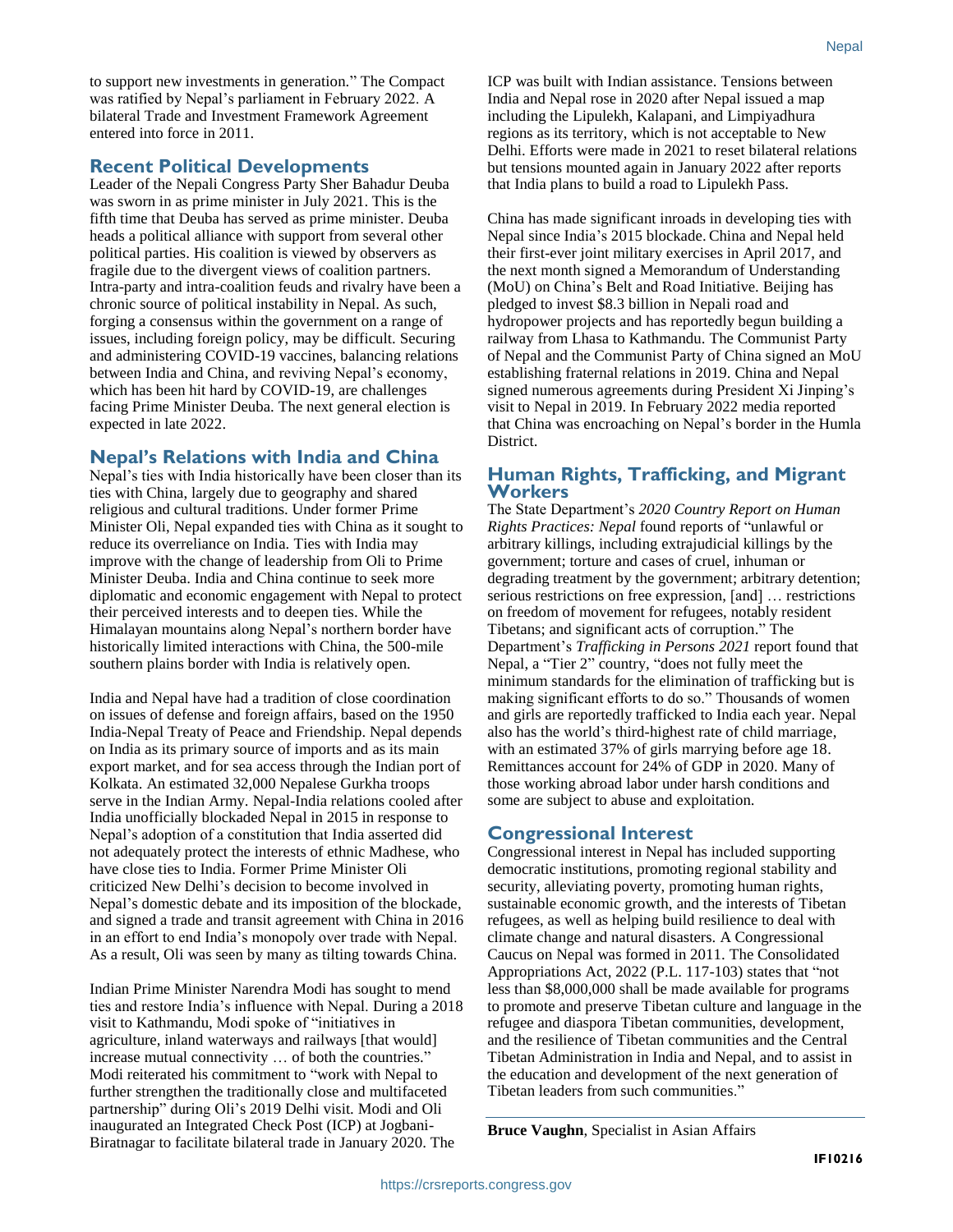to support new investments in generation." The Compact was ratified by Nepal's parliament in February 2022. A bilateral Trade and Investment Framework Agreement entered into force in 2011.

## Recent Political Developments

Leader of the Nepali Congress Party Sher Bahadur Deuba was sworn in as prime minister in July 2021. This is the fifth time that Deuba has served as prime minister. Deuba heads a political alliance with support from several other political parties. His coalition is viewed by observers as fragile due to the divergent views of coalition partners. Intra-party and intra-coalition feuds and rivalry have been a chronic source of political instability in Nepal. As such, forging a consensus within the government on a range of issues, including foreign policy, may be difficult. Securing and administering COVID-19 vaccines, balancing relations between India and China, and reviving Nepal's economy, which has been hit hard by COVID-19, are challenges facing Prime Minister Deuba. The next general election is expected in late 2022.

## Nepal's Relations with India and China

Nepal's ties with India historically have been closer than its ties with China, largely due to geography and shared religious and cultural traditions. Under former Prime Minister Oli, Nepal expanded ties with China as it sought to reduce its overreliance on India. Ties with India may improve with the change of leadership from Oli to Prime Minister Deuba. India and China continue to seek more diplomatic and economic engagement with Nepal to protect their perceived interests and to deepen ties. While the Himalayan mountains along Nepal's northern border have historically limited interactions with China, the 500-mile southern plains border with India is relatively open.

India and Nepal have had a tradition of close coordination on issues of defense and foreign affairs, based on the 1950 India-Nepal Treaty of Peace and Friendship. Nepal depends on India as its primary source of imports and as its main export market, and for sea access through the Indian port of Kolkata. An estimated 32,000 Nepalese Gurkha troops serve in the Indian Army. Nepal-India relations cooled after India unofficially blockaded Nepal in 2015 in response to Nepal's adoption of a constitution that India asserted did not adequately protect the interests of ethnic Madhese, who have close ties to India. Former Prime Minister Oli criticized New Delhi's decision to become involved in Nepal's domestic debate and its imposition of the blockade, and signed a trade and transit agreement with China in 2016 in an effort to end India's monopoly over trade with Nepal. As a result, Oli was seen by many as tilting towards China.

Indian Prime Minister Narendra Modi has sought to mend ties and restore India's influence with Nepal. During a 2018 visit to Kathmandu, Modi spoke of "initiatives in agriculture, inland waterways and railways [that would] increase mutual connectivity … of both the countries." Modi reiterated his commitment to "work with Nepal to further strengthen the traditionally close and multifaceted partnership" during Oli's 2019 Delhi visit. Modi and Oli inaugurated an Integrated Check Post (ICP) at Jogbani-Biratnagar to facilitate bilateral trade in January 2020. The ICP was built with Indian assistance. Tensions between India and Nepal rose in 2020 after Nepal issued a map including the Lipulekh, Kalapani, and Limpiyadhura regions as its territory, which is not acceptable to New Delhi. Efforts were made in 2021 to reset bilateral relations but tensions mounted again in January 2022 after reports that India plans to build a road to Lipulekh Pass.

China has made significant inroads in developing ties with Nepal since India's 2015 blockade. China and Nepal held their first-ever joint military exercises in April 2017, and the next month signed a Memorandum of Understanding (MoU) on China's Belt and Road Initiative. Beijing has pledged to invest $8.3 billion in Nepali road and hydropower projects and has reportedly begun building a railway from Lhasa to Kathmandu. The Communist Party of Nepal and the Communist Party of China signed an MoU establishing fraternal relations in 2019. China and Nepal signed numerous agreements during President Xi Jinping's visit to Nepal in 2019. In February 2022 media reported that China was encroaching on Nepal's border in the Humla District.

## Human Rights, Trafficking, and Migrant Workers

The State Department's *2020 Country Report on Human Rights Practices: Nepal* found reports of "unlawful or arbitrary killings, including extrajudicial killings by the government; torture and cases of cruel, inhuman or degrading treatment by the government; arbitrary detention; serious restrictions on free expression, [and] … restrictions on freedom of movement for refugees, notably resident Tibetans; and significant acts of corruption." The Department's *Trafficking in Persons 2021* report found that Nepal, a "Tier 2" country, "does not fully meet the minimum standards for the elimination of trafficking but is making significant efforts to do so." Thousands of women and girls are reportedly trafficked to India each year. Nepal also has the world's third-highest rate of child marriage, with an estimated 37% of girls marrying before age 18. Remittances account for 24% of GDP in 2020. Many of those working abroad labor under harsh conditions and some are subject to abuse and exploitation.

## Congressional Interest

Congressional interest in Nepal has included supporting democratic institutions, promoting regional stability and security, alleviating poverty, promoting human rights, sustainable economic growth, and the interests of Tibetan refugees, as well as helping build resilience to deal with climate change and natural disasters. A Congressional Caucus on Nepal was formed in 2011. The Consolidated Appropriations Act, 2022 (P.L. 117-103) states that "not less than $8,000,000 shall be made available for programs to promote and preserve Tibetan culture and language in the refugee and diaspora Tibetan communities, development, and the resilience of Tibetan communities and the Central Tibetan Administration in India and Nepal, and to assist in the education and development of the next generation of Tibetan leaders from such communities."

**Bruce Vaughn**, Specialist in Asian Affairs

IF10216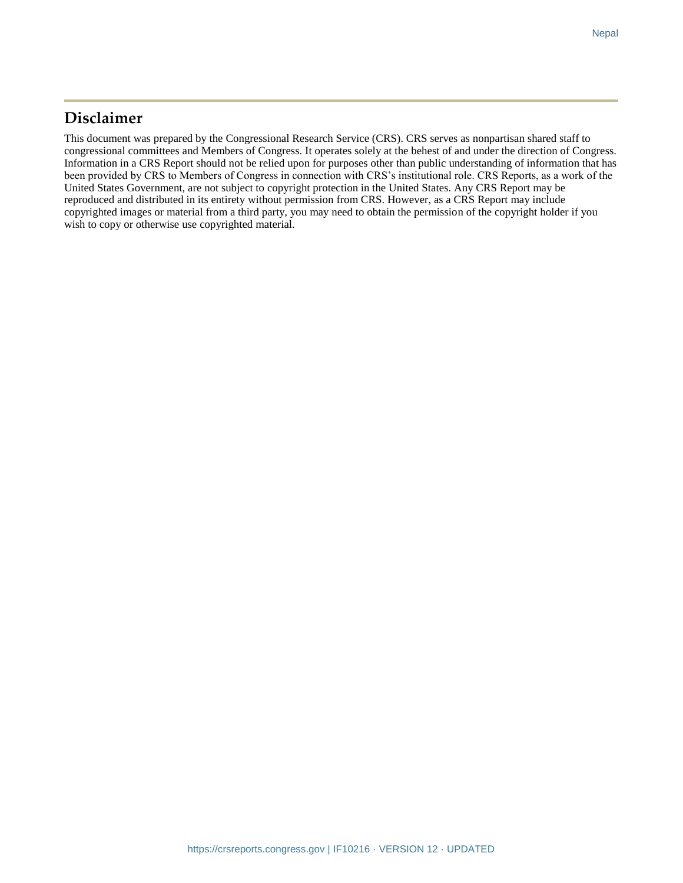## Disclaimer

This document was prepared by the Congressional Research Service (CRS). CRS serves as nonpartisan shared staff to congressional committees and Members of Congress. It operates solely at the behest of and under the direction of Congress. Information in a CRS Report should not be relied upon for purposes other than public understanding of information that has been provided by CRS to Members of Congress in connection with CRS's institutional role. CRS Reports, as a work of the United States Government, are not subject to copyright protection in the United States. Any CRS Report may be reproduced and distributed in its entirety without permission from CRS. However, as a CRS Report may include copyrighted images or material from a third party, you may need to obtain the permission of the copyright holder if you wish to copy or otherwise use copyrighted material.